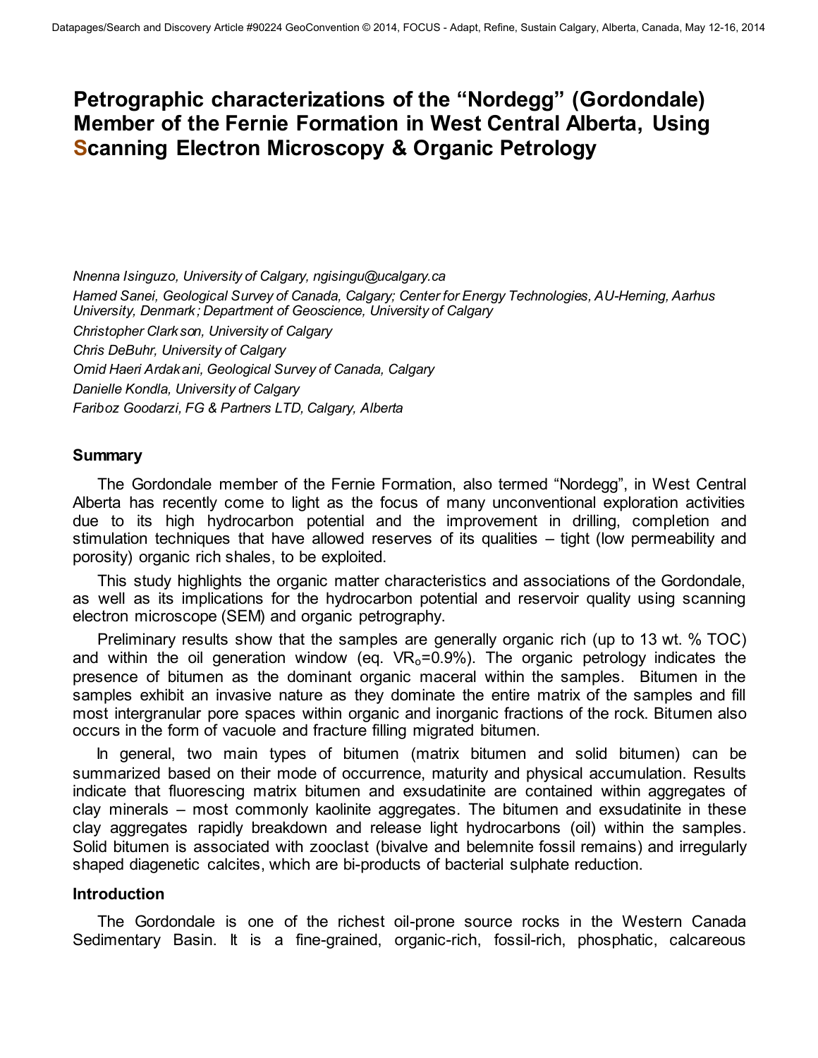# Petrographic characterizations of the "Nordegg" (Gordondale) Member of the Fernie Formation in West Central Alberta, Using Scanning Electron Microscopy & Organic Petrology

*Nnenna Isinguzo, University of Calgary, ngisingu@ucalgary.ca*

*Hamed Sanei, Geological Survey of Canada, Calgary; Center for Energy Technologies, AU-Herning, Aarhus University, Denmark; Department of Geoscience, University of Calgary*

*Christopher Clarkson, University of Calgary*

*Chris DeBuhr, University of Calgary*

*Omid Haeri Ardakani, Geological Survey of Canada, Calgary*

*Danielle Kondla, University of Calgary*

*Fariboz Goodarzi, FG & Partners LTD, Calgary, Alberta*

## Summary

The Gordondale member of the Fernie Formation, also termed "Nordegg", in West Central Alberta has recently come to light as the focus of many unconventional exploration activities due to its high hydrocarbon potential and the improvement in drilling, completion and stimulation techniques that have allowed reserves of its qualities – tight (low permeability and porosity) organic rich shales, to be exploited.

This study highlights the organic matter characteristics and associations of the Gordondale, as well as its implications for the hydrocarbon potential and reservoir quality using scanning electron microscope (SEM) and organic petrography.

Preliminary results show that the samples are generally organic rich (up to 13 wt. % TOC) and within the oil generation window (eq. $VR_o$=0.9%). The organic petrology indicates the presence of bitumen as the dominant organic maceral within the samples. Bitumen in the samples exhibit an invasive nature as they dominate the entire matrix of the samples and fill most intergranular pore spaces within organic and inorganic fractions of the rock. Bitumen also occurs in the form of vacuole and fracture filling migrated bitumen.

In general, two main types of bitumen (matrix bitumen and solid bitumen) can be summarized based on their mode of occurrence, maturity and physical accumulation. Results indicate that fluorescing matrix bitumen and exsudatinite are contained within aggregates of clay minerals – most commonly kaolinite aggregates. The bitumen and exsudatinite in these clay aggregates rapidly breakdown and release light hydrocarbons (oil) within the samples. Solid bitumen is associated with zooclast (bivalve and belemnite fossil remains) and irregularly shaped diagenetic calcites, which are bi-products of bacterial sulphate reduction.

## Introduction

The Gordondale is one of the richest oil-prone source rocks in the Western Canada Sedimentary Basin. It is a fine-grained, organic-rich, fossil-rich, phosphatic, calcareous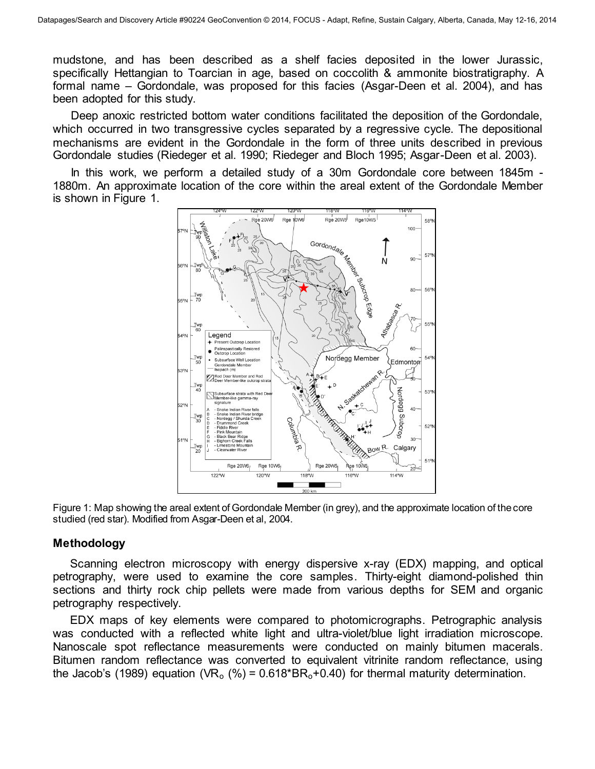mudstone, and has been described as a shelf facies deposited in the lower Jurassic, specifically Hettangian to Toarcian in age, based on coccolith & ammonite biostratigraphy. A formal name – Gordondale, was proposed for this facies (Asgar-Deen et al. 2004), and has been adopted for this study.

Deep anoxic restricted bottom water conditions facilitated the deposition of the Gordondale, which occurred in two transgressive cycles separated by a regressive cycle. The depositional mechanisms are evident in the Gordondale in the form of three units described in previous Gordondale studies (Riedeger et al. 1990; Riedeger and Bloch 1995; Asgar-Deen et al. 2003).

In this work, we perform a detailed study of a 30m Gordondale core between 1845m - 1880m. An approximate location of the core within the areal extent of the Gordondale Member is shown in Figure 1.

Figure 1: Map showing the areal extent of Gordondale Member (in grey), and the approximate location of the core studied (red star). Modified from Asgar-Deen et al, 2004.

## Methodology

Scanning electron microscopy with energy dispersive x-ray (EDX) mapping, and optical petrography, were used to examine the core samples. Thirty-eight diamond-polished thin sections and thirty rock chip pellets were made from various depths for SEM and organic petrography respectively.

EDX maps of key elements were compared to photomicrographs. Petrographic analysis was conducted with a reflected white light and ultra-violet/blue light irradiation microscope. Nanoscale spot reflectance measurements were conducted on mainly bitumen macerals. Bitumen random reflectance was converted to equivalent vitrinite random reflectance, using the Jacob's (1989) equation ($VR_o$ (%) = $0.618*BR_o+0.40$) for thermal maturity determination.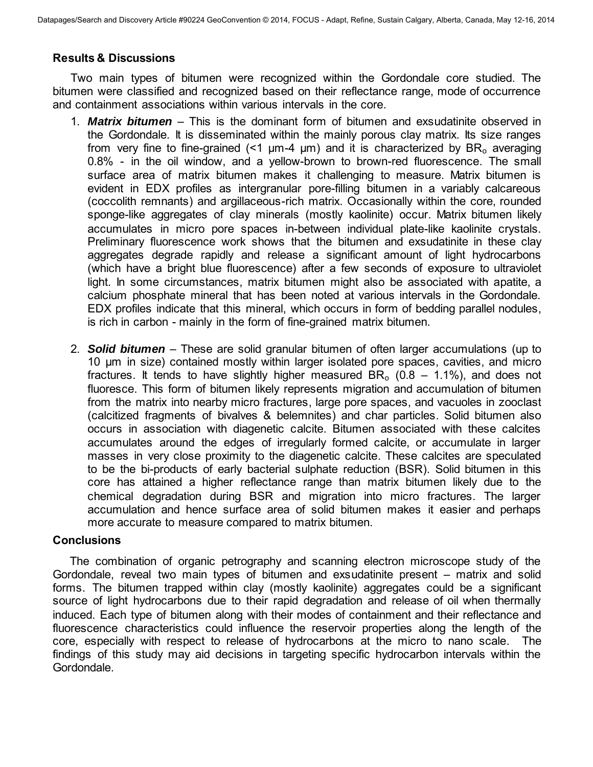## Results & Discussions

Two main types of bitumen were recognized within the Gordondale core studied. The bitumen were classified and recognized based on their reflectance range, mode of occurrence and containment associations within various intervals in the core.

1. ***Matrix bitumen*** – This is the dominant form of bitumen and exsudatinite observed in the Gordondale. It is disseminated within the mainly porous clay matrix. Its size ranges from very fine to fine-grained (<1 μm-4 μm) and it is characterized by $BR_o$ averaging 0.8% - in the oil window, and a yellow-brown to brown-red fluorescence. The small surface area of matrix bitumen makes it challenging to measure. Matrix bitumen is evident in EDX profiles as intergranular pore-filling bitumen in a variably calcareous (coccolith remnants) and argillaceous-rich matrix. Occasionally within the core, rounded sponge-like aggregates of clay minerals (mostly kaolinite) occur. Matrix bitumen likely accumulates in micro pore spaces in-between individual plate-like kaolinite crystals. Preliminary fluorescence work shows that the bitumen and exsudatinite in these clay aggregates degrade rapidly and release a significant amount of light hydrocarbons (which have a bright blue fluorescence) after a few seconds of exposure to ultraviolet light. In some circumstances, matrix bitumen might also be associated with apatite, a calcium phosphate mineral that has been noted at various intervals in the Gordondale. EDX profiles indicate that this mineral, which occurs in form of bedding parallel nodules, is rich in carbon - mainly in the form of fine-grained matrix bitumen.

2. ***Solid bitumen*** – These are solid granular bitumen of often larger accumulations (up to 10 μm in size) contained mostly within larger isolated pore spaces, cavities, and micro fractures. It tends to have slightly higher measured $BR_o$ (0.8 – 1.1%), and does not fluoresce. This form of bitumen likely represents migration and accumulation of bitumen from the matrix into nearby micro fractures, large pore spaces, and vacuoles in zooclast (calcitized fragments of bivalves & belemnites) and char particles. Solid bitumen also occurs in association with diagenetic calcite. Bitumen associated with these calcites accumulates around the edges of irregularly formed calcite, or accumulate in larger masses in very close proximity to the diagenetic calcite. These calcites are speculated to be the bi-products of early bacterial sulphate reduction (BSR). Solid bitumen in this core has attained a higher reflectance range than matrix bitumen likely due to the chemical degradation during BSR and migration into micro fractures. The larger accumulation and hence surface area of solid bitumen makes it easier and perhaps more accurate to measure compared to matrix bitumen.

## Conclusions

The combination of organic petrography and scanning electron microscope study of the Gordondale, reveal two main types of bitumen and exsudatinite present – matrix and solid forms. The bitumen trapped within clay (mostly kaolinite) aggregates could be a significant source of light hydrocarbons due to their rapid degradation and release of oil when thermally induced. Each type of bitumen along with their modes of containment and their reflectance and fluorescence characteristics could influence the reservoir properties along the length of the core, especially with respect to release of hydrocarbons at the micro to nano scale. The findings of this study may aid decisions in targeting specific hydrocarbon intervals within the Gordondale.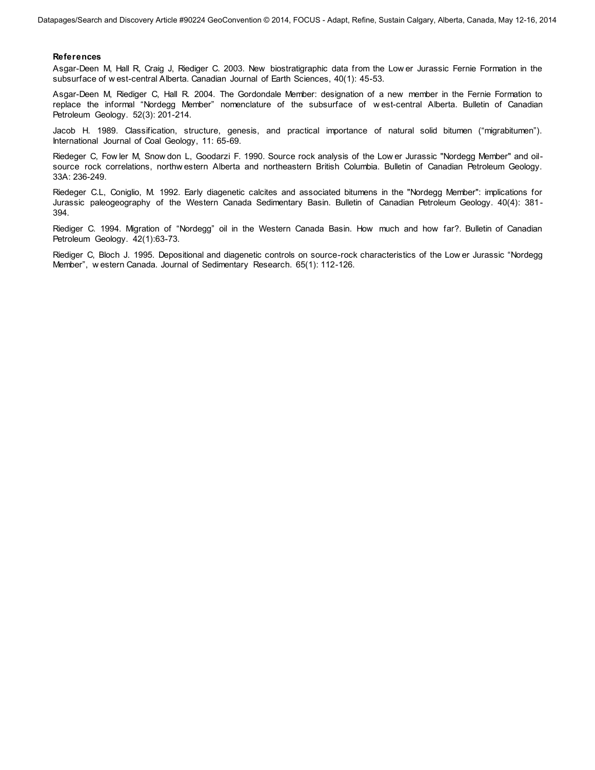**References**

Asgar-Deen M, Hall R, Craig J, Riediger C. 2003. New biostratigraphic data from the Lower Jurassic Fernie Formation in the subsurface of west-central Alberta. Canadian Journal of Earth Sciences, 40(1): 45-53.

Asgar-Deen M, Riediger C, Hall R. 2004. The Gordondale Member: designation of a new member in the Fernie Formation to replace the informal "Nordegg Member" nomenclature of the subsurface of west-central Alberta. Bulletin of Canadian Petroleum Geology. 52(3): 201-214.

Jacob H. 1989. Classification, structure, genesis, and practical importance of natural solid bitumen ("migrabitumen"). International Journal of Coal Geology, 11: 65-69.

Riedeger C, Fowler M, Snowdon L, Goodarzi F. 1990. Source rock analysis of the Lower Jurassic "Nordegg Member" and oil-source rock correlations, northwestern Alberta and northeastern British Columbia. Bulletin of Canadian Petroleum Geology. 33A: 236-249.

Riedeger C.L, Coniglio, M. 1992. Early diagenetic calcites and associated bitumens in the "Nordegg Member": implications for Jurassic paleogeography of the Western Canada Sedimentary Basin. Bulletin of Canadian Petroleum Geology. 40(4): 381-394.

Riediger C. 1994. Migration of "Nordegg" oil in the Western Canada Basin. How much and how far?. Bulletin of Canadian Petroleum Geology. 42(1):63-73.

Riediger C, Bloch J. 1995. Depositional and diagenetic controls on source-rock characteristics of the Lower Jurassic "Nordegg Member", western Canada. Journal of Sedimentary Research. 65(1): 112-126.